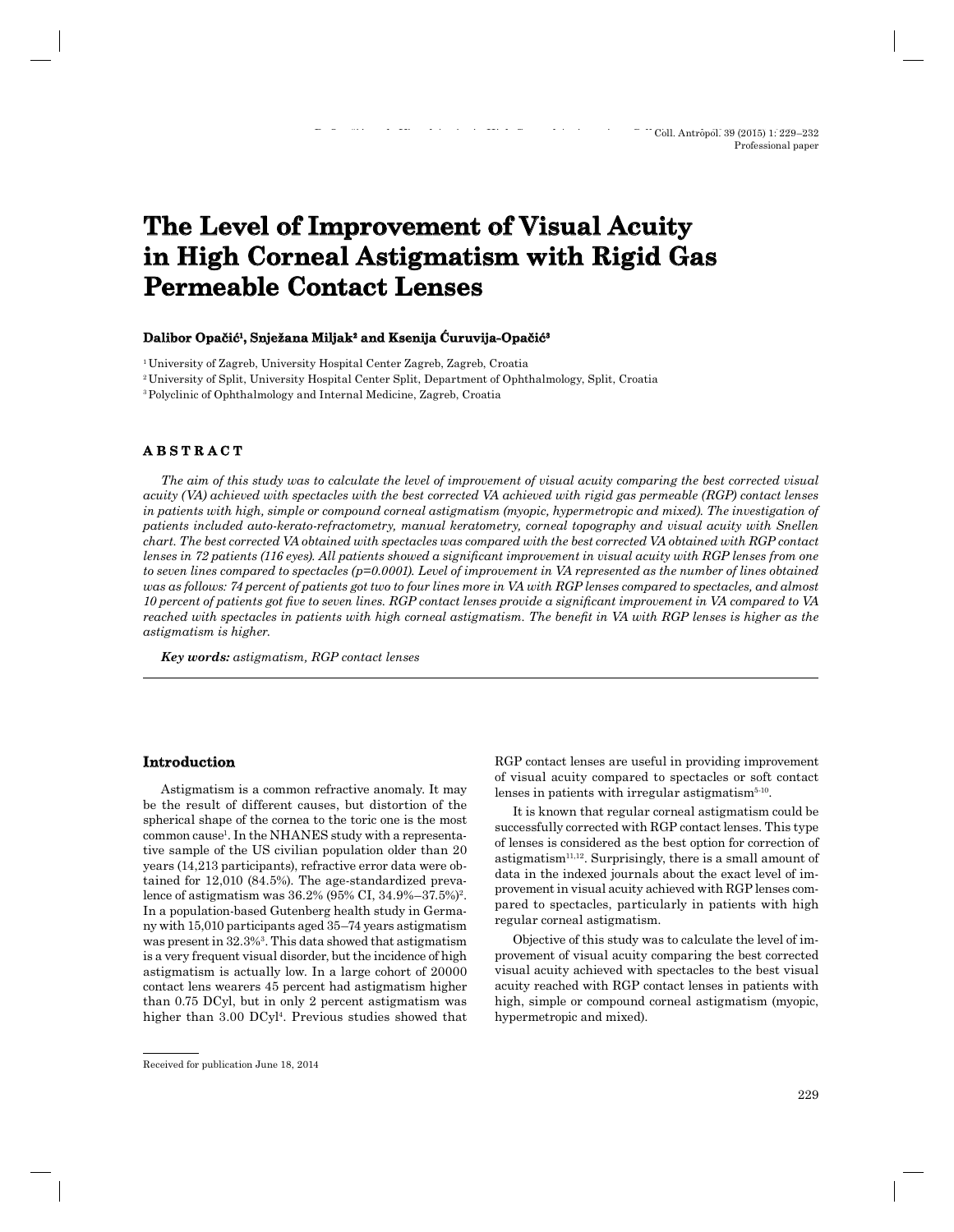Professional paper

# The Level of Improvement of Visual Acuity in High Corneal Astigmatism with Rigid Gas Permeable Contact Lenses

**Dalibor Opačić[1], Snježana Miljak[2] and Ksenija Ćuruvija-Opačić[3]**

[1] University of Zagreb, University Hospital Center Zagreb, Zagreb, Croatia

[2] University of Split, University Hospital Center Split, Department of Ophthalmology, Split, Croatia

[3] Polyclinic of Ophthalmology and Internal Medicine, Zagreb, Croatia

## ABSTRACT

*The aim of this study was to calculate the level of improvement of visual acuity comparing the best corrected visual acuity (VA) achieved with spectacles with the best corrected VA achieved with rigid gas permeable (RGP) contact lenses in patients with high, simple or compound corneal astigmatism (myopic, hypermetropic and mixed). The investigation of patients included auto-kerato-refractometry, manual keratometry, corneal topography and visual acuity with Snellen chart. The best corrected VA obtained with spectacles was compared with the best corrected VA obtained with RGP contact lenses in 72 patients (116 eyes). All patients showed a significant improvement in visual acuity with RGP lenses from one to seven lines compared to spectacles (p=0.0001). Level of improvement in VA represented as the number of lines obtained was as follows: 74 percent of patients got two to four lines more in VA with RGP lenses compared to spectacles, and almost 10 percent of patients got five to seven lines. RGP contact lenses provide a significant improvement in VA compared to VA reached with spectacles in patients with high corneal astigmatism. The benefit in VA with RGP lenses is higher as the astigmatism is higher.*

***Key words:*** *astigmatism, RGP contact lenses*

## Introduction

Astigmatism is a common refractive anomaly. It may be the result of different causes, but distortion of the spherical shape of the cornea to the toric one is the most common cause[1]. In the NHANES study with a representative sample of the US civilian population older than 20 years (14,213 participants), refractive error data were obtained for 12,010 (84.5%). The age-standardized prevalence of astigmatism was 36.2% (95% CI, 34.9%–37.5%)[2]. In a population-based Gutenberg health study in Germany with 15,010 participants aged 35–74 years astigmatism was present in 32.3%[3]. This data showed that astigmatism is a very frequent visual disorder, but the incidence of high astigmatism is actually low. In a large cohort of 20000 contact lens wearers 45 percent had astigmatism higher than 0.75 DCyl, but in only 2 percent astigmatism was higher than 3.00 DCyl[4]. Previous studies showed that RGP contact lenses are useful in providing improvement of visual acuity compared to spectacles or soft contact lenses in patients with irregular astigmatism[5-10].

It is known that regular corneal astigmatism could be successfully corrected with RGP contact lenses. This type of lenses is considered as the best option for correction of astigmatism[11,12]. Surprisingly, there is a small amount of data in the indexed journals about the exact level of improvement in visual acuity achieved with RGP lenses compared to spectacles, particularly in patients with high regular corneal astigmatism.

Objective of this study was to calculate the level of improvement of visual acuity comparing the best corrected visual acuity achieved with spectacles to the best visual acuity reached with RGP contact lenses in patients with high, simple or compound corneal astigmatism (myopic, hypermetropic and mixed).

Received for publication June 18, 2014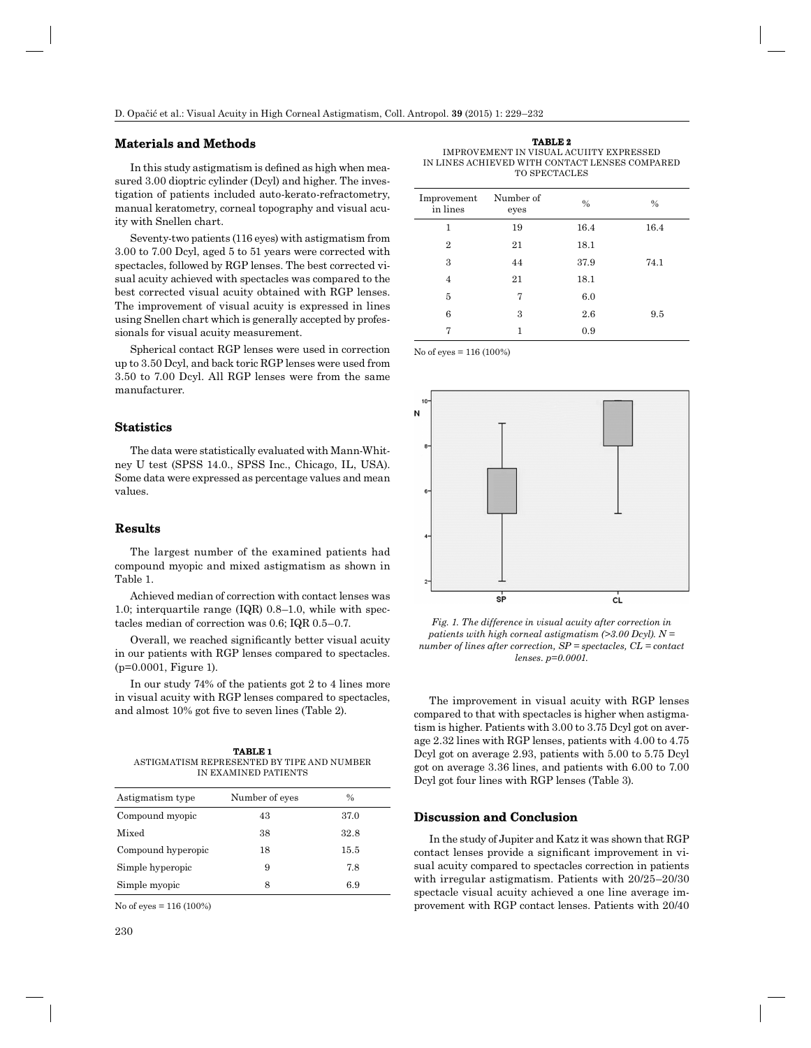## Materials and Methods

In this study astigmatism is defined as high when measured 3.00 dioptric cylinder (Dcyl) and higher. The investigation of patients included auto-kerato-refractometry, manual keratometry, corneal topography and visual acuity with Snellen chart.

Seventy-two patients (116 eyes) with astigmatism from 3.00 to 7.00 Dcyl, aged 5 to 51 years were corrected with spectacles, followed by RGP lenses. The best corrected visual acuity achieved with spectacles was compared to the best corrected visual acuity obtained with RGP lenses. The improvement of visual acuity is expressed in lines using Snellen chart which is generally accepted by professionals for visual acuity measurement.

Spherical contact RGP lenses were used in correction up to 3.50 Dcyl, and back toric RGP lenses were used from 3.50 to 7.00 Dcyl. All RGP lenses were from the same manufacturer.

## Statistics

The data were statistically evaluated with Mann-Whitney U test (SPSS 14.0., SPSS Inc., Chicago, IL, USA). Some data were expressed as percentage values and mean values.

## Results

The largest number of the examined patients had compound myopic and mixed astigmatism as shown in Table 1.

Achieved median of correction with contact lenses was 1.0; interquartile range (IQR) 0.8–1.0, while with spectacles median of correction was 0.6; IQR 0.5–0.7.

Overall, we reached significantly better visual acuity in our patients with RGP lenses compared to spectacles. (p=0.0001, Figure 1).

In our study 74% of the patients got 2 to 4 lines more in visual acuity with RGP lenses compared to spectacles, and almost 10% got five to seven lines (Table 2).

**TABLE 1**
ASTIGMATISM REPRESENTED BY TIPE AND NUMBER IN EXAMINED PATIENTS

| Astigmatism type | Number of eyes | % |
|---|---|---|
| Compound myopic | 43 | 37.0 |
| Mixed | 38 | 32.8 |
| Compound hyperopic | 18 | 15.5 |
| Simple hyperopic | 9 | 7.8 |
| Simple myopic | 8 | 6.9 |

No of eyes = 116 (100%)

**TABLE 2**
IMPROVEMENT IN VISUAL ACUIITY EXPRESSED IN LINES ACHIEVED WITH CONTACT LENSES COMPARED TO SPECTACLES

| Improvement in lines | Number of eyes | % | % |
|---|---|---|---|
| 1 | 19 | 16.4 | 16.4 |
| 2 | 21 | 18.1 | |
| 3 | 44 | 37.9 | 74.1 |
| 4 | 21 | 18.1 | |
| 5 | 7 | 6.0 | |
| 6 | 3 | 2.6 | 9.5 |
| 7 | 1 | 0.9 | |

No of eyes = 116 (100%)

*Fig. 1. The difference in visual acuity after correction in patients with high corneal astigmatism (>3.00 Dcyl). N = number of lines after correction, SP = spectacles, CL = contact lenses. p=0.0001.*

The improvement in visual acuity with RGP lenses compared to that with spectacles is higher when astigmatism is higher. Patients with 3.00 to 3.75 Dcyl got on average 2.32 lines with RGP lenses, patients with 4.00 to 4.75 Dcyl got on average 2.93, patients with 5.00 to 5.75 Dcyl got on average 3.36 lines, and patients with 6.00 to 7.00 Dcyl got four lines with RGP lenses (Table 3).

## Discussion and Conclusion

In the study of Jupiter and Katz it was shown that RGP contact lenses provide a significant improvement in visual acuity compared to spectacles correction in patients with irregular astigmatism. Patients with 20/25–20/30 spectacle visual acuity achieved a one line average improvement with RGP contact lenses. Patients with 20/40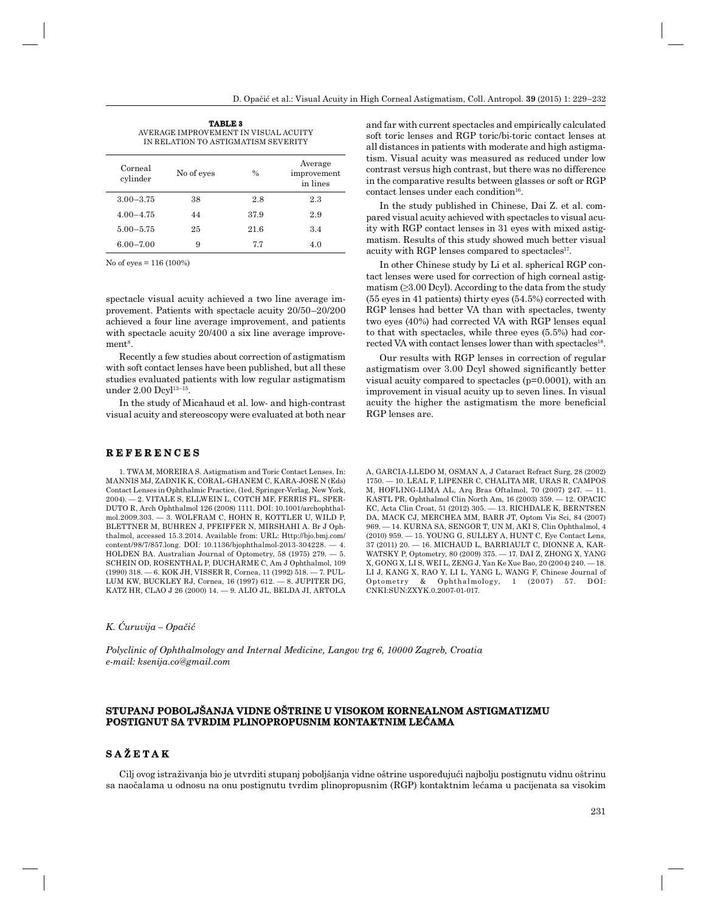**TABLE 3**
AVERAGE IMPROVEMENT IN VISUAL ACUITY IN RELATION TO ASTIGMATISM SEVERITY

| Corneal cylinder | No of eyes | % | Average improvement in lines |
|---|---|---|---|
| 3.00–3.75 | 38 | 2.8 | 2.3 |
| 4.00–4.75 | 44 | 37.9 | 2.9 |
| 5.00–5.75 | 25 | 21.6 | 3.4 |
| 6.00–7.00 | 9 | 7.7 | 4.0 |

No of eyes = 116 (100%)

spectacle visual acuity achieved a two line average improvement. Patients with spectacle acuity 20/50–20/200 achieved a four line average improvement, and patients with spectacle acuity 20/400 a six line average improvement[8].

Recently a few studies about correction of astigmatism with soft contact lenses have been published, but all these studies evaluated patients with low regular astigmatism under 2.00 Dcyl[13–15].

In the study of Micahaud et al. low- and high-contrast visual acuity and stereoscopy were evaluated at both near and far with current spectacles and empirically calculated soft toric lenses and RGP toric/bi-toric contact lenses at all distances in patients with moderate and high astigmatism. Visual acuity was measured as reduced under low contrast versus high contrast, but there was no difference in the comparative results between glasses or soft or RGP contact lenses under each condition[16].

In the study published in Chinese, Dai Z. et al. compared visual acuity achieved with spectacles to visual acuity with RGP contact lenses in 31 eyes with mixed astigmatism. Results of this study showed much better visual acuity with RGP lenses compared to spectacles[17].

In other Chinese study by Li et al. spherical RGP contact lenses were used for correction of high corneal astigmatism (≥3.00 Dcyl). According to the data from the study (55 eyes in 41 patients) thirty eyes (54.5%) corrected with RGP lenses had better VA than with spectacles, twenty two eyes (40%) had corrected VA with RGP lenses equal to that with spectacles, while three eyes (5.5%) had corrected VA with contact lenses lower than with spectacles[18].

Our results with RGP lenses in correction of regular astigmatism over 3.00 Dcyl showed significantly better visual acuity compared to spectacles (p=0.0001), with an improvement in visual acuity up to seven lines. In visual acuity the higher the astigmatism the more beneficial RGP lenses are.

## REFERENCES

1. TWA M, MOREIRA S. Astigmatism and Toric Contact Lenses. In: MANNIS MJ, ZADNIK K, CORAL-GHANEM C, KARA-JOSE N (Eds) Contact Lenses in Ophthalmic Practice, (1ed, Springer-Verlag, New York, 2004). — 2. VITALE S, ELLWEIN L, COTCH MF, FERRIS FL, SPERDUTO R, Arch Ophthalmol 126 (2008) 1111. DOI: 10.1001/archophthalmol.2009.303. — 3. WOLFRAM C, HOHN R, KOTTLER U, WILD P, BLETTNER M, BUHREN J, PFEIFFER N, MIRSHAHI A. Br J Ophthalmol, accessed 15.3.2014. Available from: URL: Http://bjo.bmj.com/content/98/7/857.long. DOI: 10.1136/bjophthalmol-2013-304228. — 4. HOLDEN BA. Australian Journal of Optometry, 58 (1975) 279. — 5. SCHEIN OD, ROSENTHAL P, DUCHARME C, Am J Ophthalmol, 109 (1990) 318. — 6. KOK JH, VISSER R, Cornea, 11 (1992) 518. — 7. PULLUM KW, BUCKLEY RJ, Cornea, 16 (1997) 612. — 8. JUPITER DG, KATZ HR, CLAO J 26 (2000) 14. — 9. ALIO JL, BELDA JI, ARTOLA A, GARCIA-LLEDO M, OSMAN A, J Cataract Refract Surg, 28 (2002) 1750. — 10. LEAL F, LIPENER C, CHALITA MR, URAS R, CAMPOS M, HOFLING-LIMA AL, Arq Bras Oftalmol, 70 (2007) 247. — 11. KASTL PR, Ophthalmol Clin North Am, 16 (2003) 359. — 12. OPACIC KC, Acta Clin Croat, 51 (2012) 305. — 13. RICHDALE K, BERNTSEN DA, MACK CJ, MERCHEA MM, BARR JT, Optom Vis Sci, 84 (2007) 969. — 14. KURNA SA, SENGOR T, UN M, AKI S, Clin Ophthalmol, 4 (2010) 959. — 15. YOUNG G, SULLEY A, HUNT C, Eye Contact Lens, 37 (2011) 20. — 16. MICHAUD L, BARRIAULT C, DIONNE A, KARWATSKY P, Optometry, 80 (2009) 375. — 17. DAI Z, ZHONG X, YANG X, GONG X, LI S, WEI L, ZENG J, Yan Ke Xue Bao, 20 (2004) 240. — 18. LI J, KANG X, RAO Y, LI L, YANG L, WANG F, Chinese Journal of Optometry & Ophthalmology, 1 (2007) 57. DOI: CNKI:SUN:ZXYK.0.2007-01-017.

*K. Ćuruvija – Opačić*

*Polyclinic of Ophthalmology and Internal Medicine, Langov trg 6, 10000 Zagreb, Croatia*
*e-mail: ksenija.co@gmail.com*

## STUPANJ POBOLJŠANJA VIDNE OŠTRINE U VISOKOM KORNEALNOM ASTIGMATIZMU POSTIGNUT SA TVRDIM PLINOPROPUSNIM KONTAKTNIM LEĆAMA

## SAŽETAK

Cilj ovog istraživanja bio je utvrditi stupanj poboljšanja vidne oštrine uspoređujući najbolju postignutu vidnu oštrinu sa naočalama u odnosu na onu postignutu tvrdim plinopropusnim (RGP) kontaktnim lećama u pacijenata sa visokim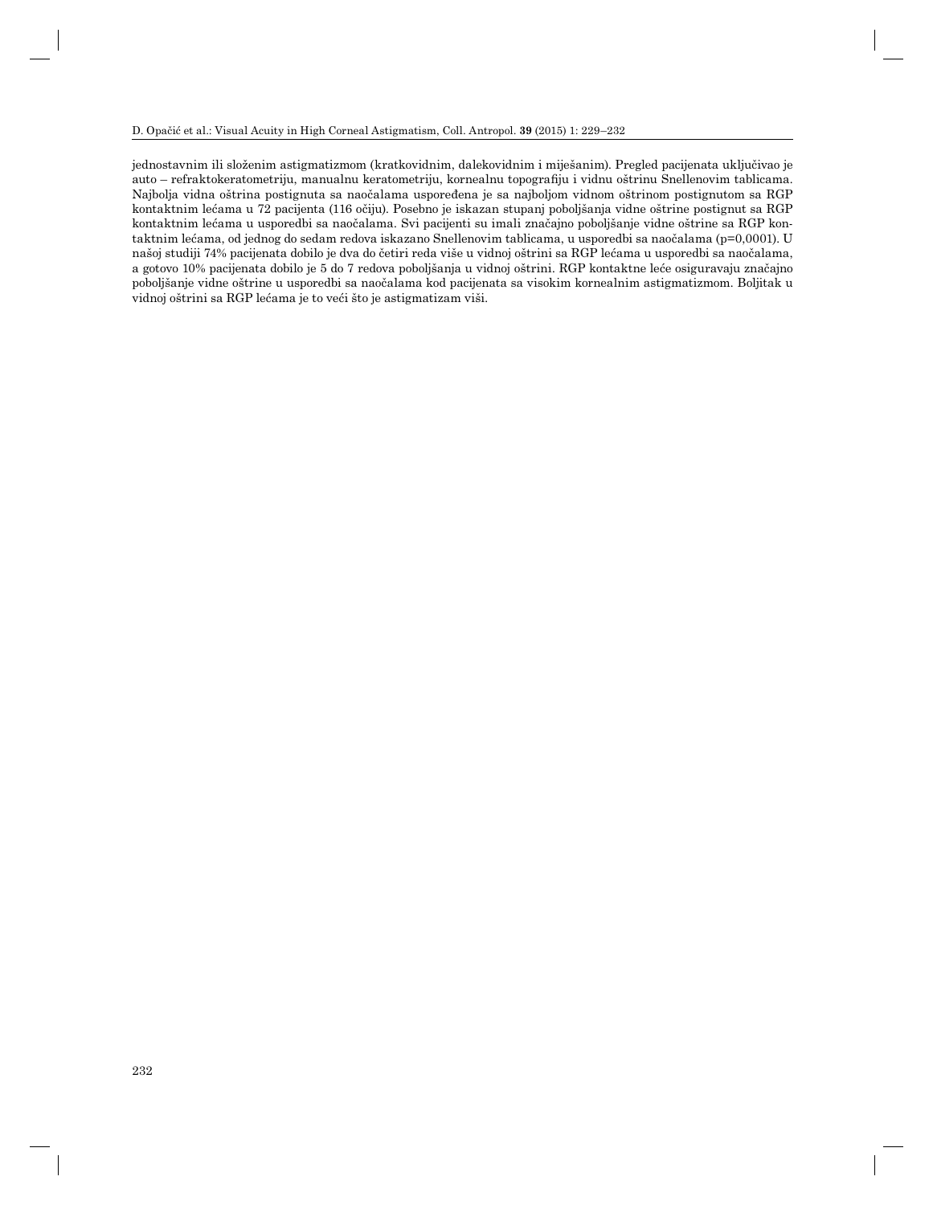jednostavnim ili složenim astigmatizmom (kratkovidnim, dalekovidnim i miješanim). Pregled pacijenata uključivao je auto – refraktokeratometriju, manualnu keratometriju, kornealnu topografiju i vidnu oštrinu Snellenovim tablicama. Najbolja vidna oštrina postignuta sa naočalama uspoređena je sa najboljom vidnom oštrinom postignutom sa RGP kontaktnim lećama u 72 pacijenta (116 očiju). Posebno je iskazan stupanj poboljšanja vidne oštrine postignut sa RGP kontaktnim lećama u usporedbi sa naočalama. Svi pacijenti su imali značajno poboljšanje vidne oštrine sa RGP kontaktnim lećama, od jednog do sedam redova iskazano Snellenovim tablicama, u usporedbi sa naočalama (p=0,0001). U našoj studiji 74% pacijenata dobilo je dva do četiri reda više u vidnoj oštrini sa RGP lećama u usporedbi sa naočalama, a gotovo 10% pacijenata dobilo je 5 do 7 redova poboljšanja u vidnoj oštrini. RGP kontaktne leće osiguravaju značajno poboljšanje vidne oštrine u usporedbi sa naočalama kod pacijenata sa visokim kornealnim astigmatizmom. Boljitak u vidnoj oštrini sa RGP lećama je to veći što je astigmatizam viši.